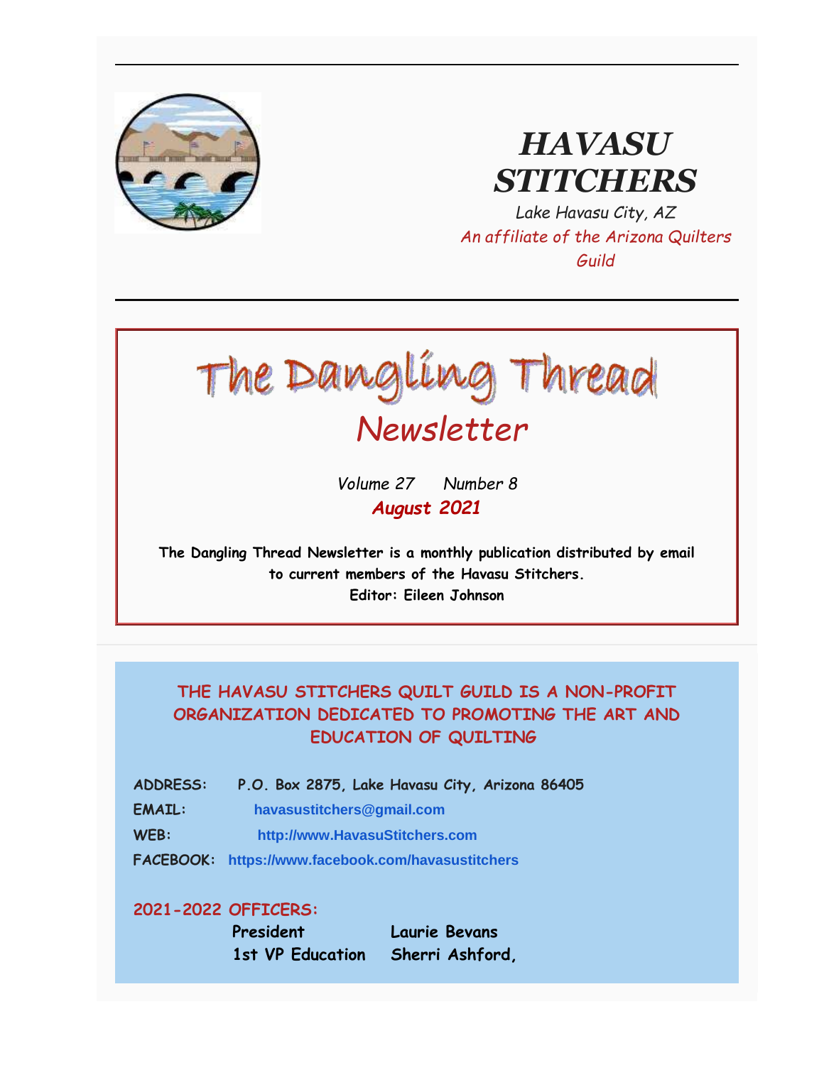# HAVASU STITCHERS

*Lake Havasu City, AZ*

*An affiliate of the Arizona Quilters Guild*

# The Dangling Thread

## *Newsletter*

*Volume 27 Number 8*

***August 2021***

**The Dangling Thread Newsletter is a monthly publication distributed by email to current members of the Havasu Stitchers.**
**Editor: Eileen Johnson**

**THE HAVASU STITCHERS QUILT GUILD IS A NON-PROFIT ORGANIZATION DEDICATED TO PROMOTING THE ART AND EDUCATION OF QUILTING**

**ADDRESS:** P.O. Box 2875, Lake Havasu City, Arizona 86405

**EMAIL:** havasustitchers@gmail.com

**WEB:** http://www.HavasuStitchers.com

**FACEBOOK:** https://www.facebook.com/havasustitchers

**2021-2022 OFFICERS:**

| | |
|---|---|
| **President** | **Laurie Bevans** |
| **1st VP Education** | **Sherri Ashford,** |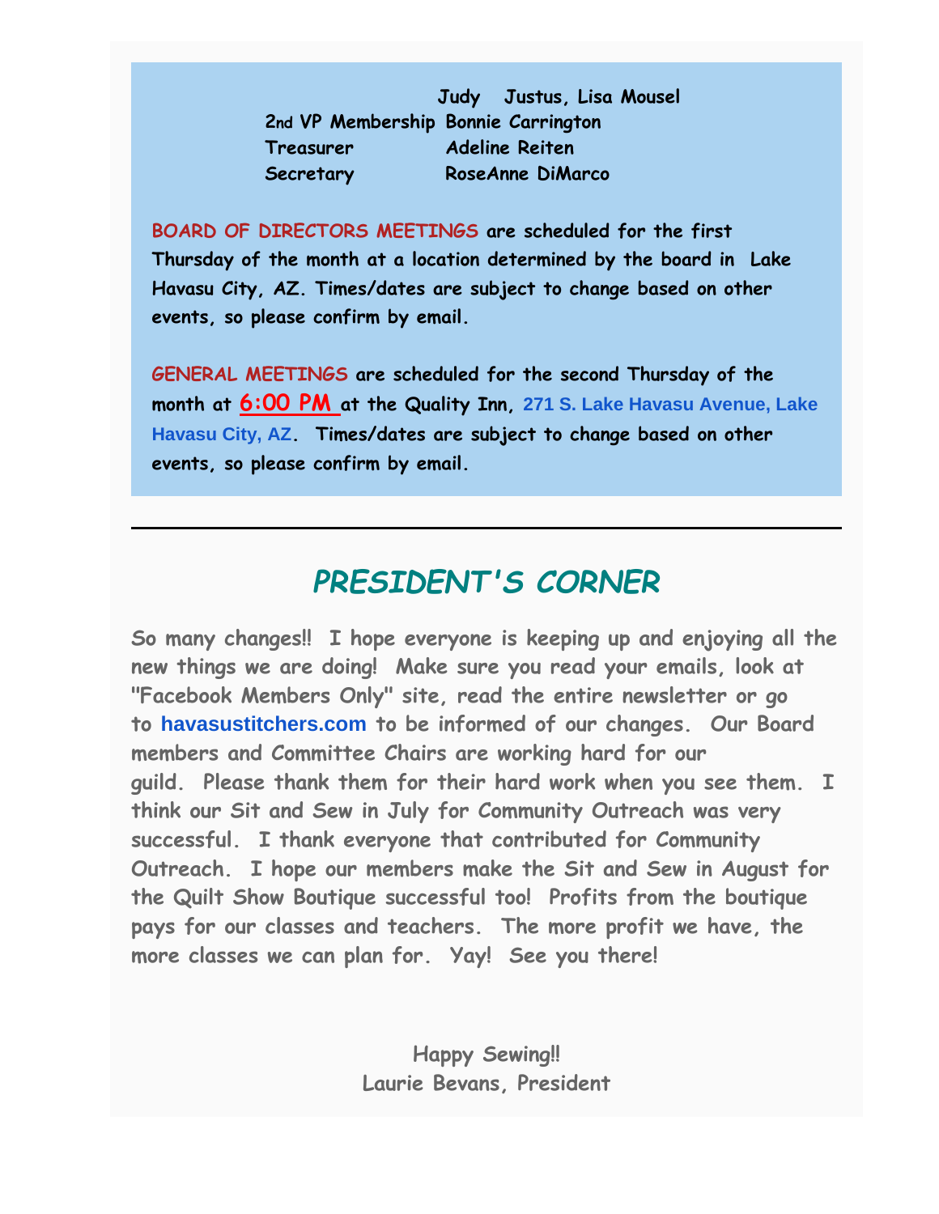**Judy Justus, Lisa Mousel**

**2nd VP Membership Bonnie Carrington**

**Treasurer Adeline Reiten**

**Secretary RoseAnne DiMarco**

**BOARD OF DIRECTORS MEETINGS are scheduled for the first Thursday of the month at a location determined by the board in Lake Havasu City, AZ. Times/dates are subject to change based on other events, so please confirm by email.**

**GENERAL MEETINGS are scheduled for the second Thursday of the month at 6:00 PM at the Quality Inn, 271 S. Lake Havasu Avenue, Lake Havasu City, AZ. Times/dates are subject to change based on other events, so please confirm by email.**

---

## *PRESIDENT'S CORNER*

So many changes!! I hope everyone is keeping up and enjoying all the new things we are doing! Make sure you read your emails, look at "Facebook Members Only" site, read the entire newsletter or go to havasustitchers.com to be informed of our changes. Our Board members and Committee Chairs are working hard for our guild. Please thank them for their hard work when you see them. I think our Sit and Sew in July for Community Outreach was very successful. I thank everyone that contributed for Community Outreach. I hope our members make the Sit and Sew in August for the Quilt Show Boutique successful too! Profits from the boutique pays for our classes and teachers. The more profit we have, the more classes we can plan for. Yay! See you there!

Happy Sewing!!
Laurie Bevans, President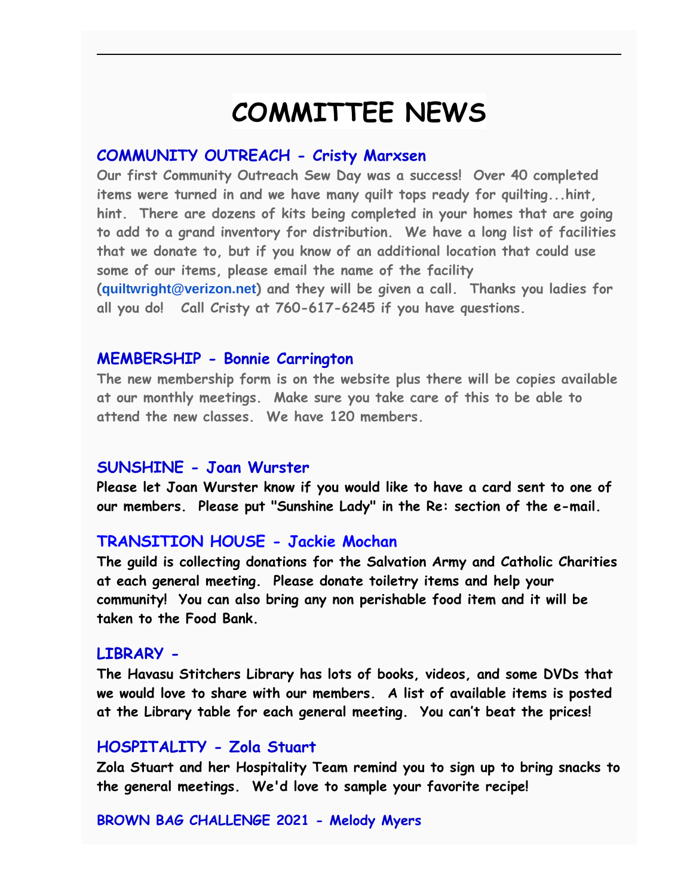# COMMITTEE NEWS

## COMMUNITY OUTREACH - Cristy Marxsen

**Our first Community Outreach Sew Day was a success! Over 40 completed items were turned in and we have many quilt tops ready for quilting...hint, hint. There are dozens of kits being completed in your homes that are going to add to a grand inventory for distribution. We have a long list of facilities that we donate to, but if you know of an additional location that could use some of our items, please email the name of the facility (quiltwright@verizon.net) and they will be given a call. Thanks you ladies for all you do! Call Cristy at 760-617-6245 if you have questions.**

## MEMBERSHIP - Bonnie Carrington

**The new membership form is on the website plus there will be copies available at our monthly meetings. Make sure you take care of this to be able to attend the new classes. We have 120 members.**

## SUNSHINE - Joan Wurster

**Please let Joan Wurster know if you would like to have a card sent to one of our members. Please put "Sunshine Lady" in the Re: section of the e-mail.**

## TRANSITION HOUSE - Jackie Mochan

**The guild is collecting donations for the Salvation Army and Catholic Charities at each general meeting. Please donate toiletry items and help your community! You can also bring any non perishable food item and it will be taken to the Food Bank.**

## LIBRARY -

**The Havasu Stitchers Library has lots of books, videos, and some DVDs that we would love to share with our members. A list of available items is posted at the Library table for each general meeting. You can't beat the prices!**

## HOSPITALITY - Zola Stuart

**Zola Stuart and her Hospitality Team remind you to sign up to bring snacks to the general meetings. We'd love to sample your favorite recipe!**

## BROWN BAG CHALLENGE 2021 - Melody Myers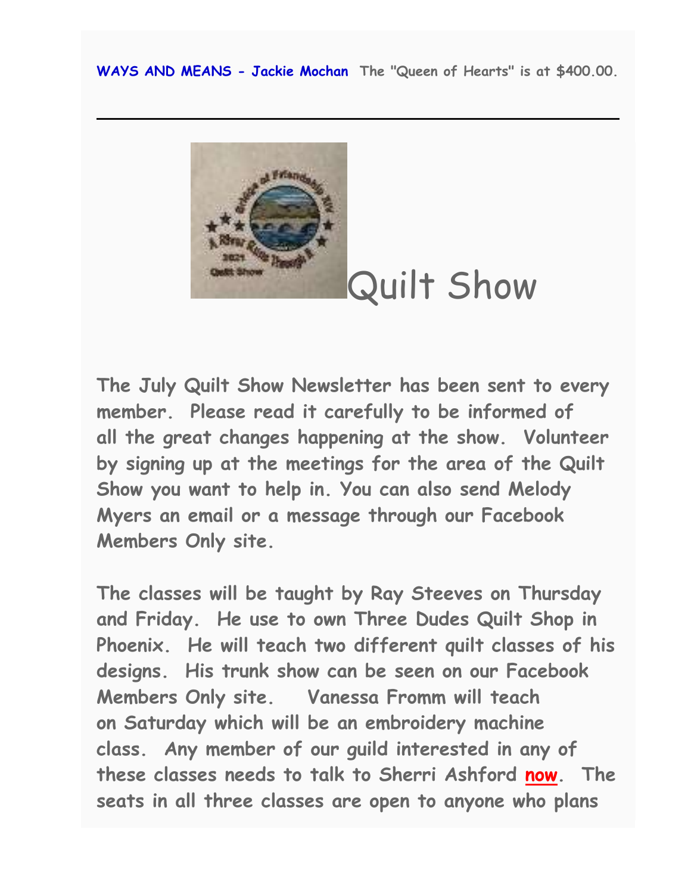**WAYS AND MEANS - Jackie Mochan** **The "Queen of Hearts" is at $400.00.**

---

# Quilt Show

**The July Quilt Show Newsletter has been sent to every member. Please read it carefully to be informed of all the great changes happening at the show. Volunteer by signing up at the meetings for the area of the Quilt Show you want to help in. You can also send Melody Myers an email or a message through our Facebook Members Only site.**

**The classes will be taught by Ray Steeves on Thursday and Friday. He use to own Three Dudes Quilt Shop in Phoenix. He will teach two different quilt classes of his designs. His trunk show can be seen on our Facebook Members Only site. Vanessa Fromm will teach on Saturday which will be an embroidery machine class. Any member of our guild interested in any of these classes needs to talk to Sherri Ashford now. The seats in all three classes are open to anyone who plans**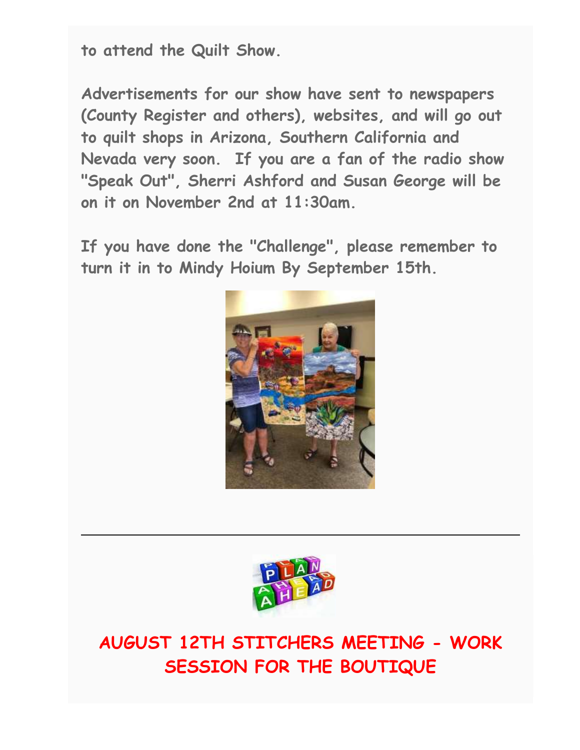to attend the Quilt Show.

Advertisements for our show have sent to newspapers (County Register and others), websites, and will go out to quilt shops in Arizona, Southern California and Nevada very soon. If you are a fan of the radio show "Speak Out", Sherri Ashford and Susan George will be on it on November 2nd at 11:30am.

If you have done the "Challenge", please remember to turn it in to Mindy Hoium By September 15th.

---

## AUGUST 12TH STITCHERS MEETING - WORK SESSION FOR THE BOUTIQUE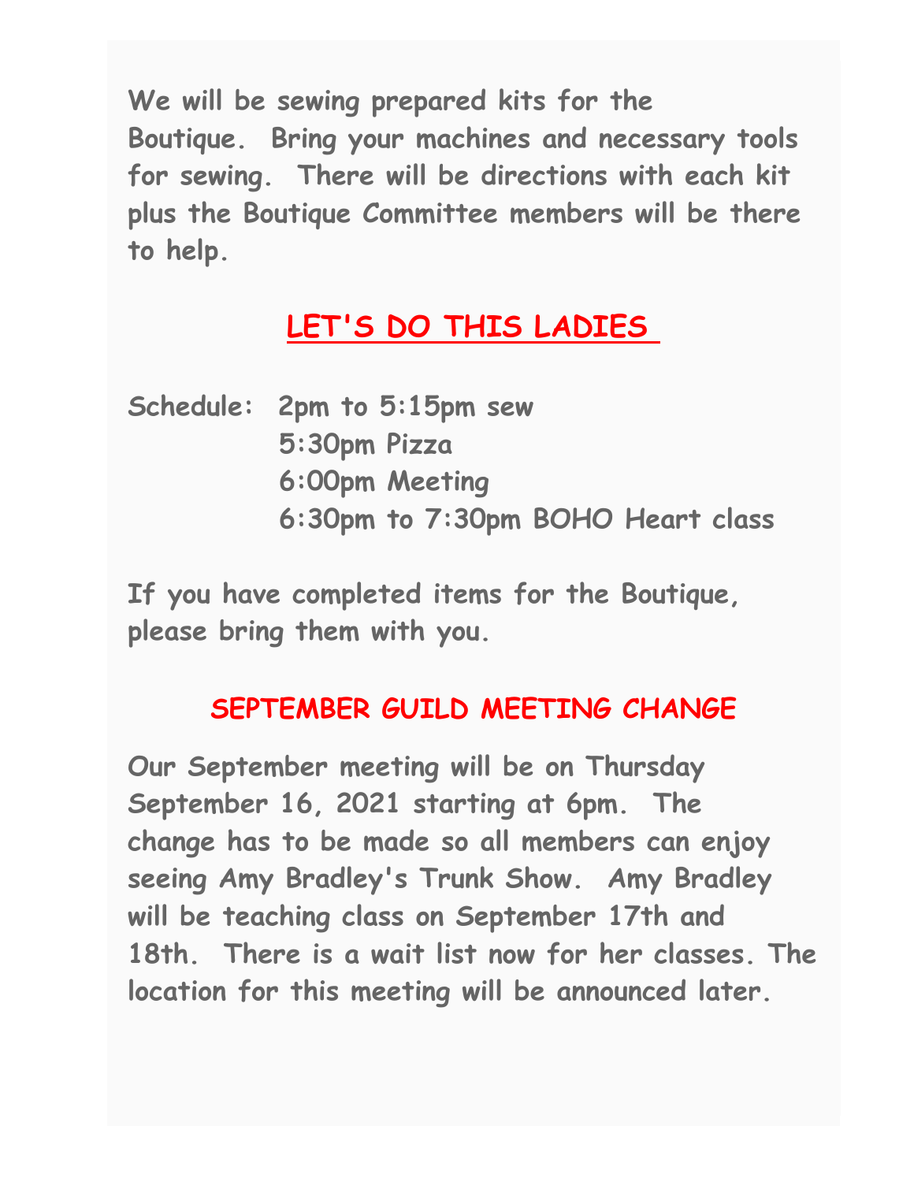**We will be sewing prepared kits for the Boutique. Bring your machines and necessary tools for sewing. There will be directions with each kit plus the Boutique Committee members will be there to help.**

## LET'S DO THIS LADIES

**Schedule:**
- **2pm to 5:15pm sew**
- **5:30pm Pizza**
- **6:00pm Meeting**
- **6:30pm to 7:30pm BOHO Heart class**

**If you have completed items for the Boutique, please bring them with you.**

## SEPTEMBER GUILD MEETING CHANGE

**Our September meeting will be on Thursday September 16, 2021 starting at 6pm. The change has to be made so all members can enjoy seeing Amy Bradley's Trunk Show. Amy Bradley will be teaching class on September 17th and 18th. There is a wait list now for her classes. The location for this meeting will be announced later.**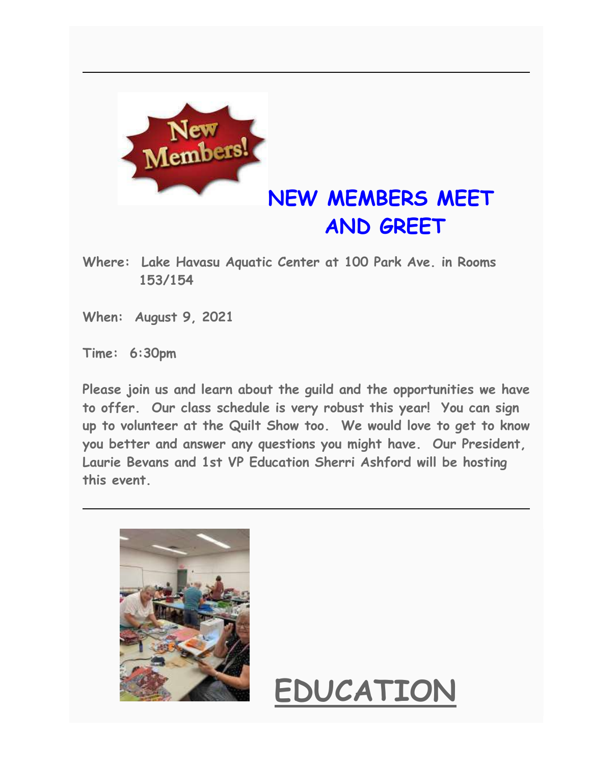---

## NEW MEMBERS MEET AND GREET

**Where:** Lake Havasu Aquatic Center at 100 Park Ave. in Rooms 153/154

**When:** August 9, 2021

**Time:** 6:30pm

Please join us and learn about the guild and the opportunities we have to offer. Our class schedule is very robust this year! You can sign up to volunteer at the Quilt Show too. We would love to get to know you better and answer any questions you might have. Our President, Laurie Bevans and 1st VP Education Sherri Ashford will be hosting this event.

---

# EDUCATION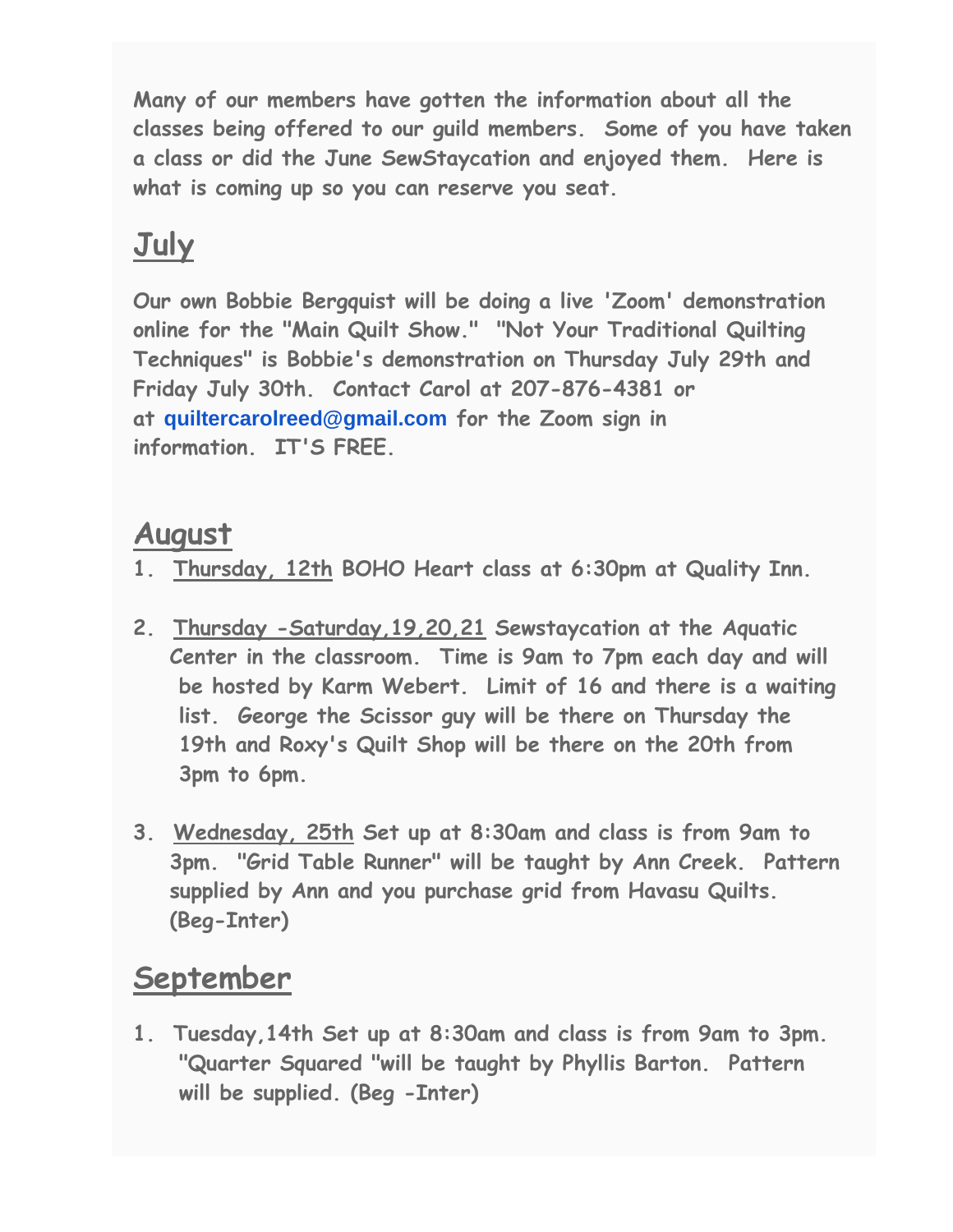Many of our members have gotten the information about all the classes being offered to our guild members. Some of you have taken a class or did the June SewStaycation and enjoyed them. Here is what is coming up so you can reserve you seat.

## July

Our own Bobbie Bergquist will be doing a live 'Zoom' demonstration online for the "Main Quilt Show." "Not Your Traditional Quilting Techniques" is Bobbie's demonstration on Thursday July 29th and Friday July 30th. Contact Carol at 207-876-4381 or at quiltercarolreed@gmail.com for the Zoom sign in information. IT'S FREE.

## August

1. Thursday, 12th BOHO Heart class at 6:30pm at Quality Inn.

2. Thursday -Saturday,19,20,21 Sewstaycation at the Aquatic Center in the classroom. Time is 9am to 7pm each day and will be hosted by Karm Webert. Limit of 16 and there is a waiting list. George the Scissor guy will be there on Thursday the 19th and Roxy's Quilt Shop will be there on the 20th from 3pm to 6pm.

3. Wednesday, 25th Set up at 8:30am and class is from 9am to 3pm. "Grid Table Runner" will be taught by Ann Creek. Pattern supplied by Ann and you purchase grid from Havasu Quilts. (Beg-Inter)

## September

1. Tuesday,14th Set up at 8:30am and class is from 9am to 3pm. "Quarter Squared "will be taught by Phyllis Barton. Pattern will be supplied. (Beg -Inter)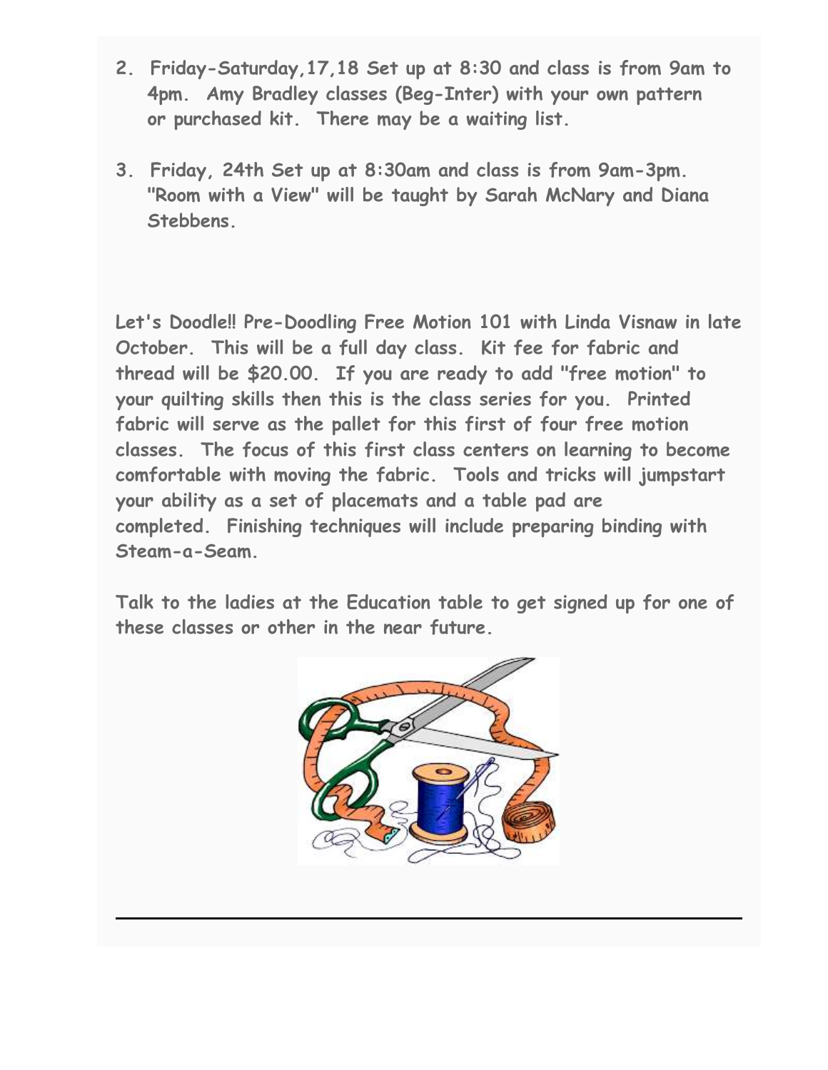2. Friday-Saturday,17,18 Set up at 8:30 and class is from 9am to 4pm. Amy Bradley classes (Beg-Inter) with your own pattern or purchased kit. There may be a waiting list.

3. Friday, 24th Set up at 8:30am and class is from 9am-3pm. "Room with a View" will be taught by Sarah McNary and Diana Stebbens.

Let's Doodle!! Pre-Doodling Free Motion 101 with Linda Visnaw in late October. This will be a full day class. Kit fee for fabric and thread will be $20.00. If you are ready to add "free motion" to your quilting skills then this is the class series for you. Printed fabric will serve as the pallet for this first of four free motion classes. The focus of this first class centers on learning to become comfortable with moving the fabric. Tools and tricks will jumpstart your ability as a set of placemats and a table pad are completed. Finishing techniques will include preparing binding with Steam-a-Seam.

Talk to the ladies at the Education table to get signed up for one of these classes or other in the near future.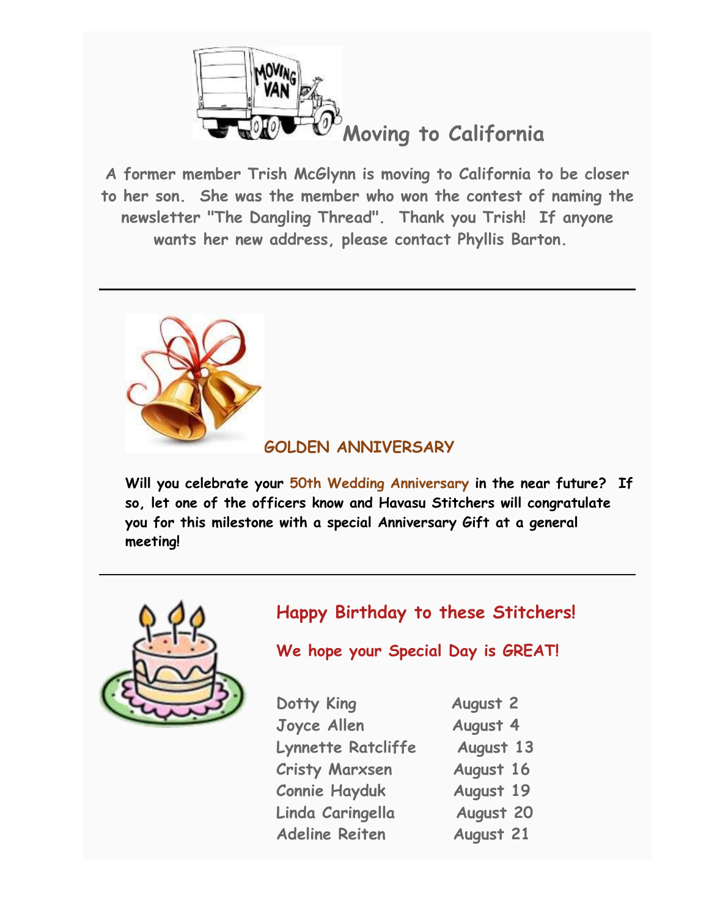## Moving to California

**A former member Trish McGlynn is moving to California to be closer to her son. She was the member who won the contest of naming the newsletter "The Dangling Thread". Thank you Trish! If anyone wants her new address, please contact Phyllis Barton.**

---

## GOLDEN ANNIVERSARY

**Will you celebrate your 50th Wedding Anniversary in the near future? If so, let one of the officers know and Havasu Stitchers will congratulate you for this milestone with a special Anniversary Gift at a general meeting!**

---

## Happy Birthday to these Stitchers!

**We hope your Special Day is GREAT!**

| | |
|---|---|
| Dotty King | August 2 |
| Joyce Allen | August 4 |
| Lynnette Ratcliffe | August 13 |
| Cristy Marxsen | August 16 |
| Connie Hayduk | August 19 |
| Linda Caringella | August 20 |
| Adeline Reiten | August 21 |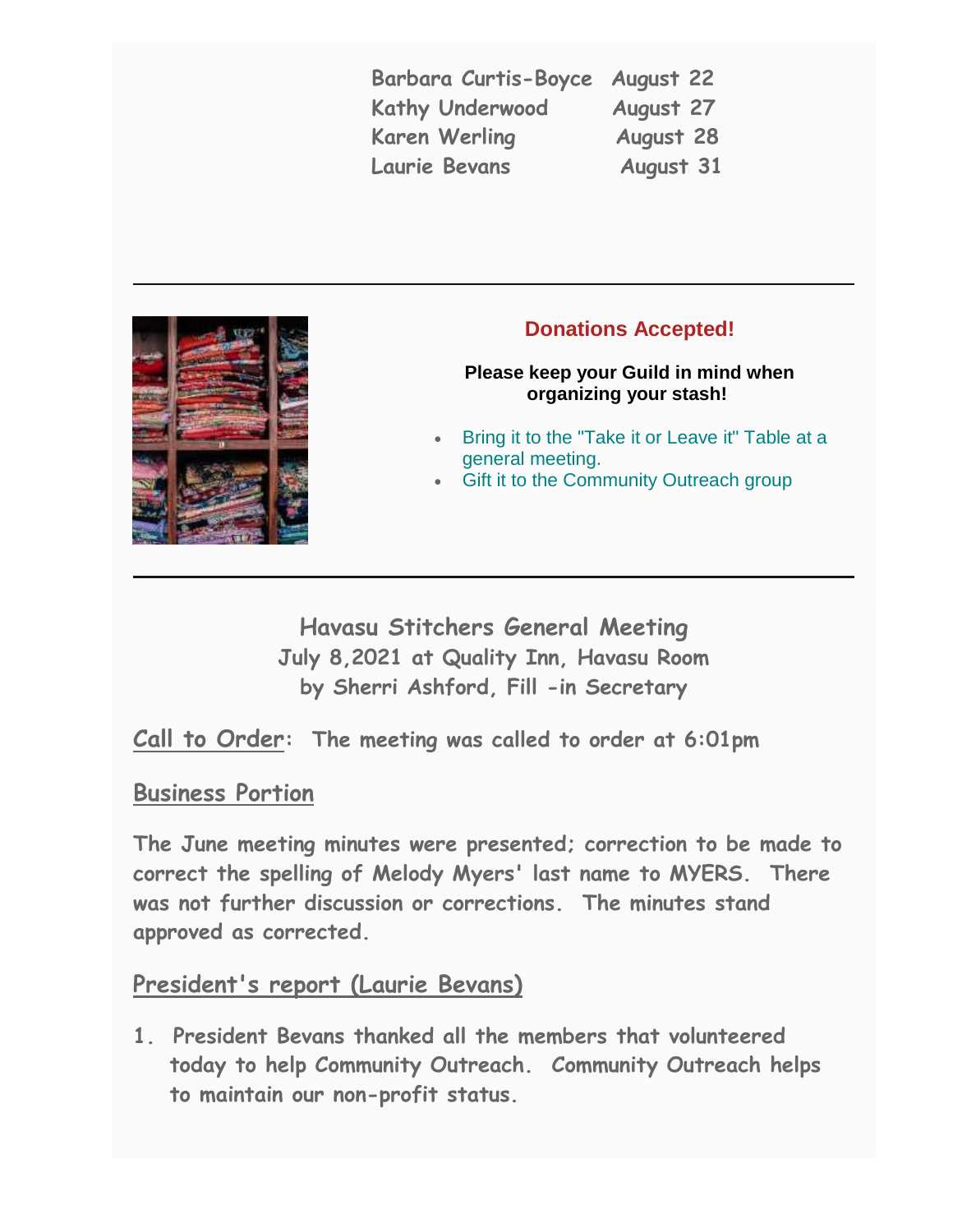| | |
|---|---|
| Barbara Curtis-Boyce | August 22 |
| Kathy Underwood | August 27 |
| Karen Werling | August 28 |
| Laurie Bevans | August 31 |

---

**Donations Accepted!**

**Please keep your Guild in mind when organizing your stash!**

- Bring it to the "Take it or Leave it" Table at a general meeting.
- Gift it to the Community Outreach group

---

## Havasu Stitchers General Meeting

**July 8,2021 at Quality Inn, Havasu Room**

**by Sherri Ashford, Fill -in Secretary**

**Call to Order:** The meeting was called to order at 6:01pm

### Business Portion

The June meeting minutes were presented; correction to be made to correct the spelling of Melody Myers' last name to MYERS. There was not further discussion or corrections. The minutes stand approved as corrected.

### President's report (Laurie Bevans)

1. President Bevans thanked all the members that volunteered today to help Community Outreach. Community Outreach helps to maintain our non-profit status.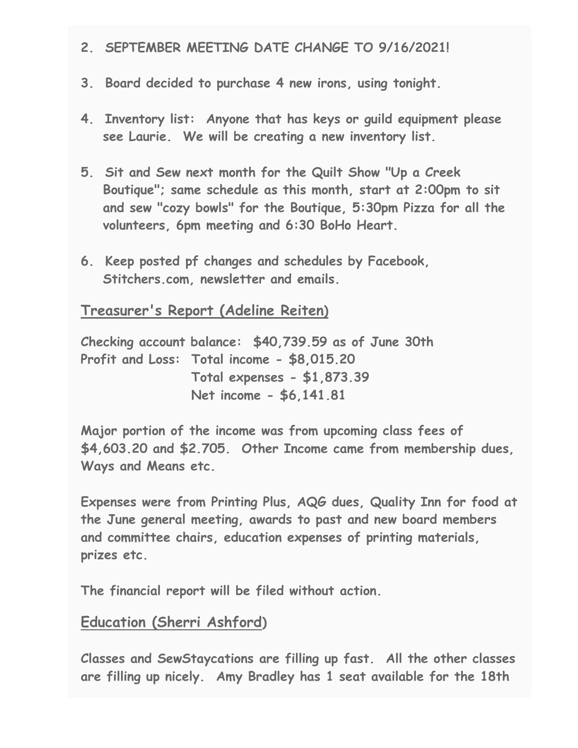2. **SEPTEMBER MEETING DATE CHANGE TO 9/16/2021!**

3. Board decided to purchase 4 new irons, using tonight.

4. Inventory list: Anyone that has keys or guild equipment please see Laurie. We will be creating a new inventory list.

5. Sit and Sew next month for the Quilt Show "Up a Creek Boutique"; same schedule as this month, start at 2:00pm to sit and sew "cozy bowls" for the Boutique, 5:30pm Pizza for all the volunteers, 6pm meeting and 6:30 BoHo Heart.

6. Keep posted pf changes and schedules by Facebook, Stitchers.com, newsletter and emails.

## Treasurer's Report (Adeline Reiten)

Checking account balance: $40,739.59 as of June 30th
Profit and Loss: Total income - $8,015.20
Total expenses - $1,873.39
Net income - $6,141.81

Major portion of the income was from upcoming class fees of $4,603.20 and $2.705. Other Income came from membership dues, Ways and Means etc.

Expenses were from Printing Plus, AQG dues, Quality Inn for food at the June general meeting, awards to past and new board members and committee chairs, education expenses of printing materials, prizes etc.

The financial report will be filed without action.

## Education (Sherri Ashford)

Classes and SewStaycations are filling up fast. All the other classes are filling up nicely. Amy Bradley has 1 seat available for the 18th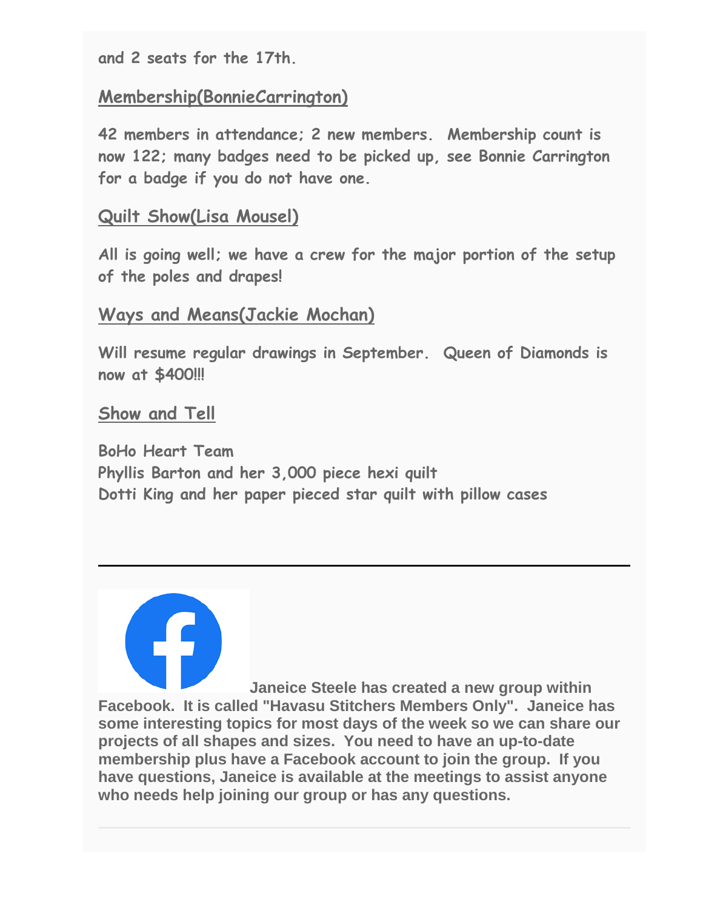and 2 seats for the 17th.

**Membership(BonnieCarrington)**

**42 members in attendance; 2 new members. Membership count is now 122; many badges need to be picked up, see Bonnie Carrington for a badge if you do not have one.**

**Quilt Show(Lisa Mousel)**

**All is going well; we have a crew for the major portion of the setup of the poles and drapes!**

**Ways and Means(Jackie Mochan)**

**Will resume regular drawings in September. Queen of Diamonds is now at $400!!!**

**Show and Tell**

**BoHo Heart Team**
**Phyllis Barton and her 3,000 piece hexi quilt**
**Dotti King and her paper pieced star quilt with pillow cases**

---

**Janeice Steele has created a new group within Facebook. It is called "Havasu Stitchers Members Only". Janeice has some interesting topics for most days of the week so we can share our projects of all shapes and sizes. You need to have an up-to-date membership plus have a Facebook account to join the group. If you have questions, Janeice is available at the meetings to assist anyone who needs help joining our group or has any questions.**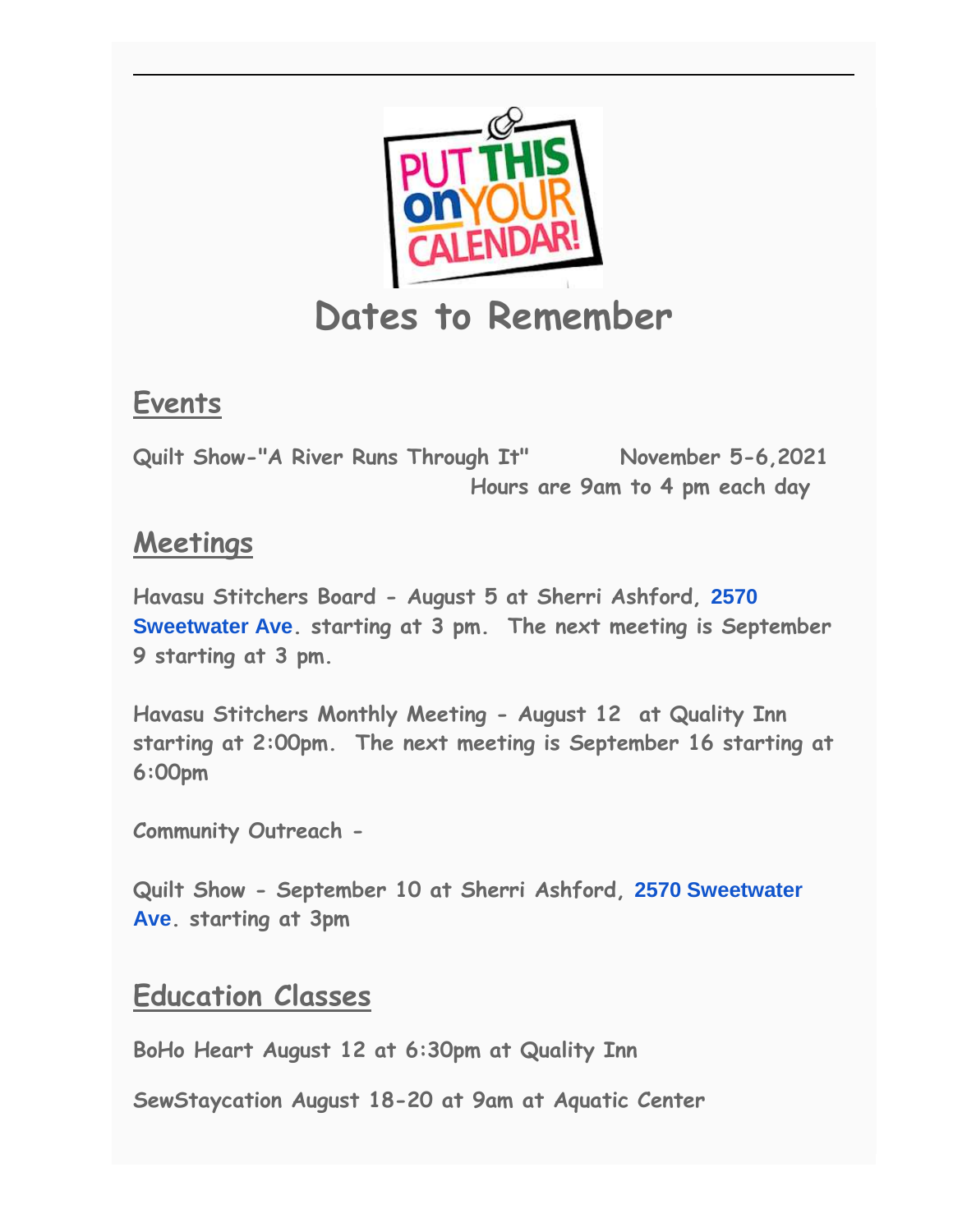# Dates to Remember

## Events

**Quilt Show-"A River Runs Through It"     November 5-6,2021**
**Hours are 9am to 4 pm each day**

## Meetings

**Havasu Stitchers Board - August 5 at Sherri Ashford, 2570 Sweetwater Ave. starting at 3 pm. The next meeting is September 9 starting at 3 pm.**

**Havasu Stitchers Monthly Meeting - August 12 at Quality Inn starting at 2:00pm. The next meeting is September 16 starting at 6:00pm**

**Community Outreach -**

**Quilt Show - September 10 at Sherri Ashford, 2570 Sweetwater Ave. starting at 3pm**

## Education Classes

**BoHo Heart August 12 at 6:30pm at Quality Inn**

**SewStaycation August 18-20 at 9am at Aquatic Center**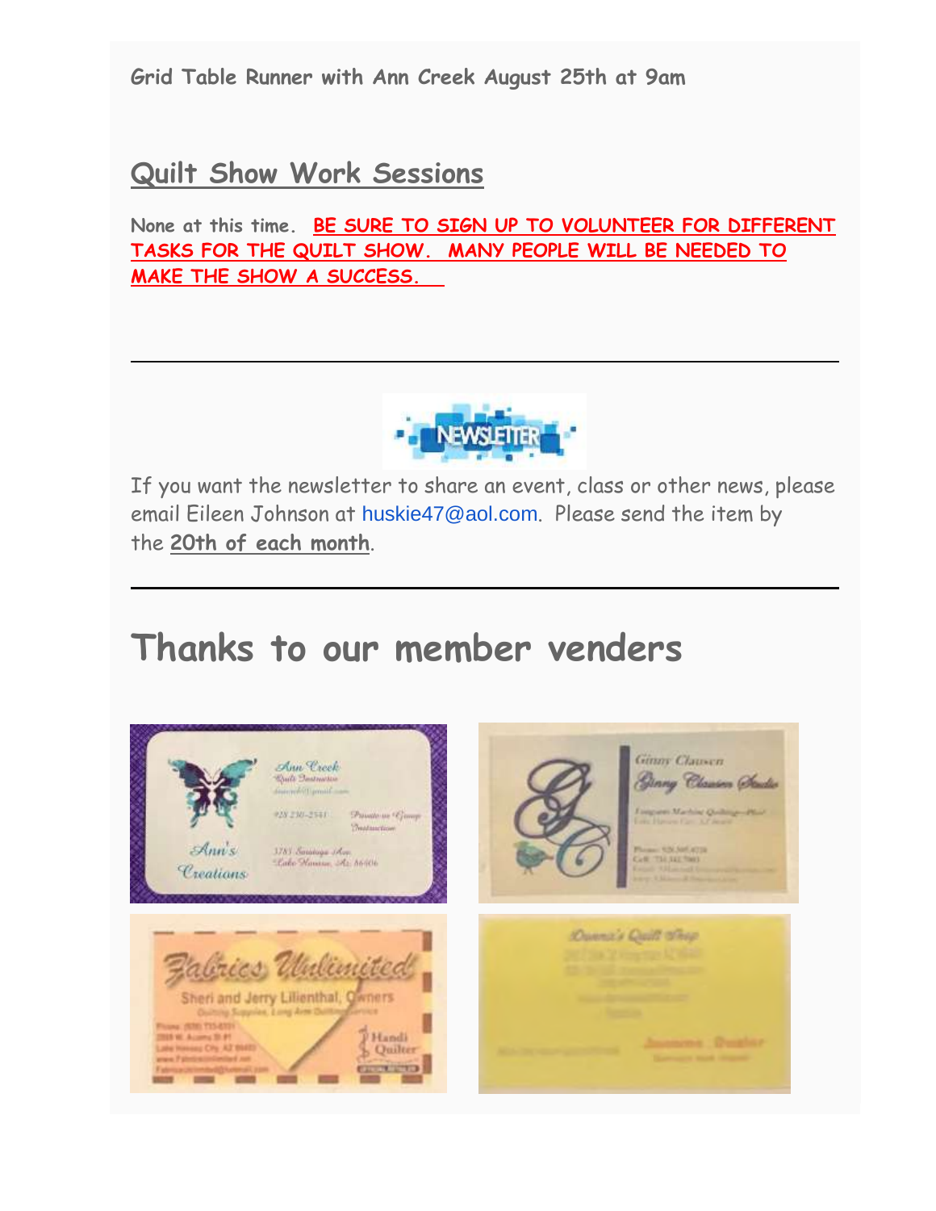**Grid Table Runner with Ann Creek August 25th at 9am**

## Quilt Show Work Sessions

**None at this time. BE SURE TO SIGN UP TO VOLUNTEER FOR DIFFERENT TASKS FOR THE QUILT SHOW. MANY PEOPLE WILL BE NEEDED TO MAKE THE SHOW A SUCCESS.**

---

If you want the newsletter to share an event, class or other news, please email Eileen Johnson at huskie47@aol.com. Please send the item by the **20th of each month**.

---

# Thanks to our member venders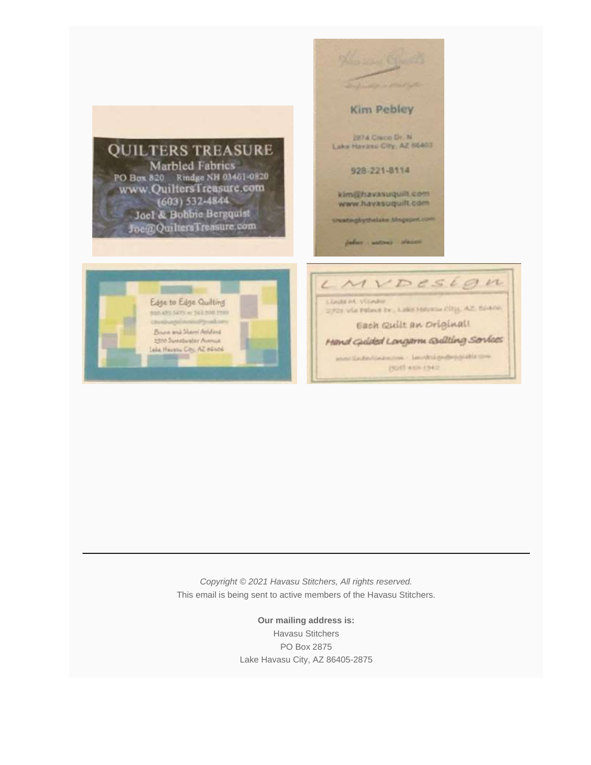QUILTERS TREASURE
Marbled Fabrics
PO Box 820 Rindge NH 03461-0820
www.QuiltersTreasure.com
(603) 532-4844
Joel & Bobbie Bergquist
Joe@QuiltersTreasure.com

Kim Pebley
2874 Cisco Dr. N
Lake Havasu City, AZ 86403
928-221-8114
kim@havasuquilt.com
www.havasuquilt.com

Edge to Edge Quilting
Bruce and Sharri Ashford
2300 Sweetwater Avenue
Lake Havasu City, AZ 86406

LMVDesign
Each Quilt an Original!
Hand Guided Longarm Quilting Services

---

*Copyright © 2021 Havasu Stitchers, All rights reserved.*
This email is being sent to active members of the Havasu Stitchers.

**Our mailing address is:**
Havasu Stitchers
PO Box 2875
Lake Havasu City, AZ 86405-2875